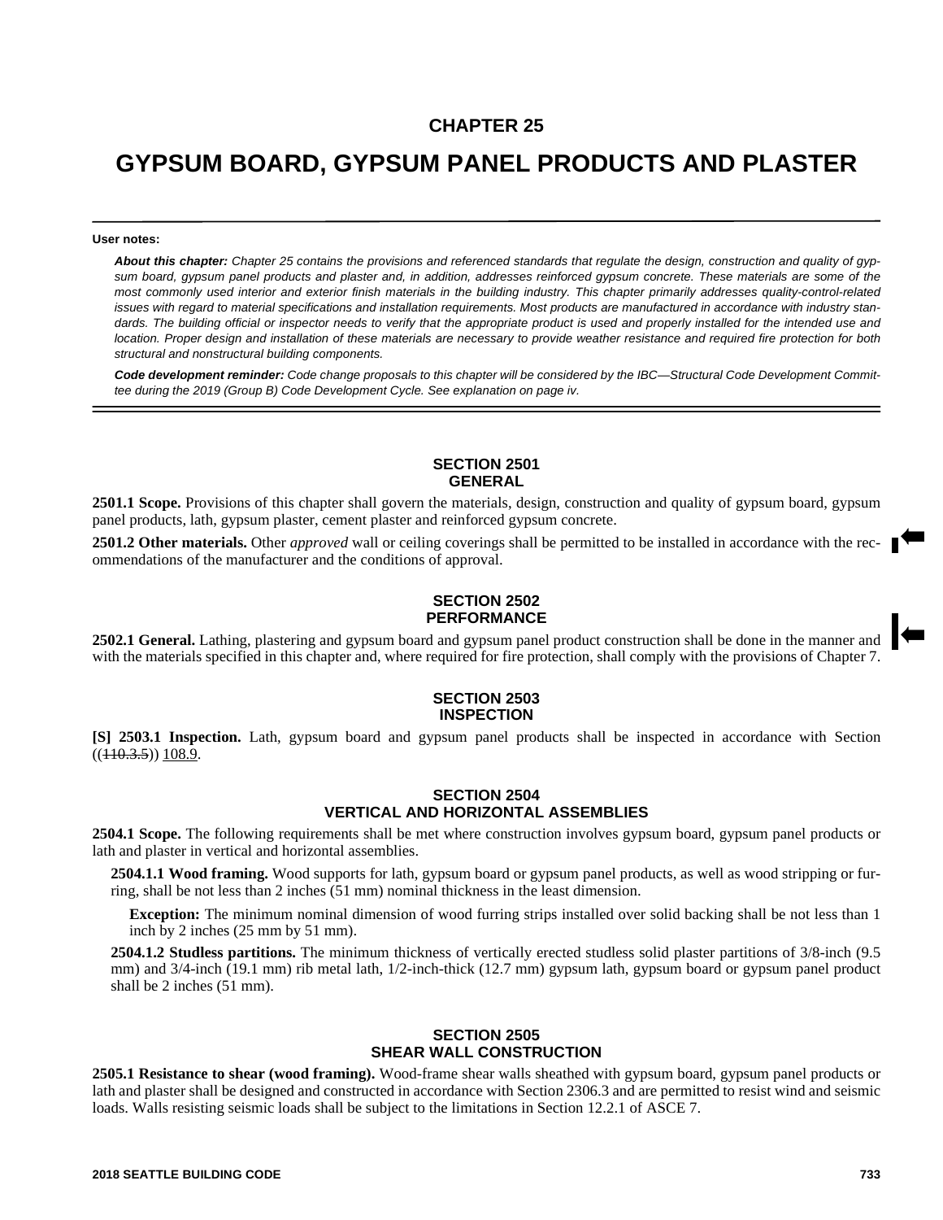# CHAPTER 25

# GYPSUM BOARD, GYPSUM PANEL PRODUCTS AND PLASTER

**User notes:**

***About this chapter:*** *Chapter 25 contains the provisions and referenced standards that regulate the design, construction and quality of gypsum board, gypsum panel products and plaster and, in addition, addresses reinforced gypsum concrete. These materials are some of the most commonly used interior and exterior finish materials in the building industry. This chapter primarily addresses quality-control-related issues with regard to material specifications and installation requirements. Most products are manufactured in accordance with industry standards. The building official or inspector needs to verify that the appropriate product is used and properly installed for the intended use and location. Proper design and installation of these materials are necessary to provide weather resistance and required fire protection for both structural and nonstructural building components.*

***Code development reminder:*** *Code change proposals to this chapter will be considered by the IBC—Structural Code Development Committee during the 2019 (Group B) Code Development Cycle. See explanation on page iv.*

## SECTION 2501 GENERAL

**2501.1 Scope.** Provisions of this chapter shall govern the materials, design, construction and quality of gypsum board, gypsum panel products, lath, gypsum plaster, cement plaster and reinforced gypsum concrete.

**2501.2 Other materials.** Other *approved* wall or ceiling coverings shall be permitted to be installed in accordance with the recommendations of the manufacturer and the conditions of approval.

## SECTION 2502 PERFORMANCE

**2502.1 General.** Lathing, plastering and gypsum board and gypsum panel product construction shall be done in the manner and with the materials specified in this chapter and, where required for fire protection, shall comply with the provisions of Chapter 7.

## SECTION 2503 INSPECTION

**[S] 2503.1 Inspection.** Lath, gypsum board and gypsum panel products shall be inspected in accordance with Section ((~~110.3.5~~)) 108.9.

## SECTION 2504 VERTICAL AND HORIZONTAL ASSEMBLIES

**2504.1 Scope.** The following requirements shall be met where construction involves gypsum board, gypsum panel products or lath and plaster in vertical and horizontal assemblies.

**2504.1.1 Wood framing.** Wood supports for lath, gypsum board or gypsum panel products, as well as wood stripping or furring, shall be not less than 2 inches (51 mm) nominal thickness in the least dimension.

**Exception:** The minimum nominal dimension of wood furring strips installed over solid backing shall be not less than 1 inch by 2 inches (25 mm by 51 mm).

**2504.1.2 Studless partitions.** The minimum thickness of vertically erected studless solid plaster partitions of 3/8-inch (9.5 mm) and 3/4-inch (19.1 mm) rib metal lath, 1/2-inch-thick (12.7 mm) gypsum lath, gypsum board or gypsum panel product shall be 2 inches (51 mm).

## SECTION 2505 SHEAR WALL CONSTRUCTION

**2505.1 Resistance to shear (wood framing).** Wood-frame shear walls sheathed with gypsum board, gypsum panel products or lath and plaster shall be designed and constructed in accordance with Section 2306.3 and are permitted to resist wind and seismic loads. Walls resisting seismic loads shall be subject to the limitations in Section 12.2.1 of ASCE 7.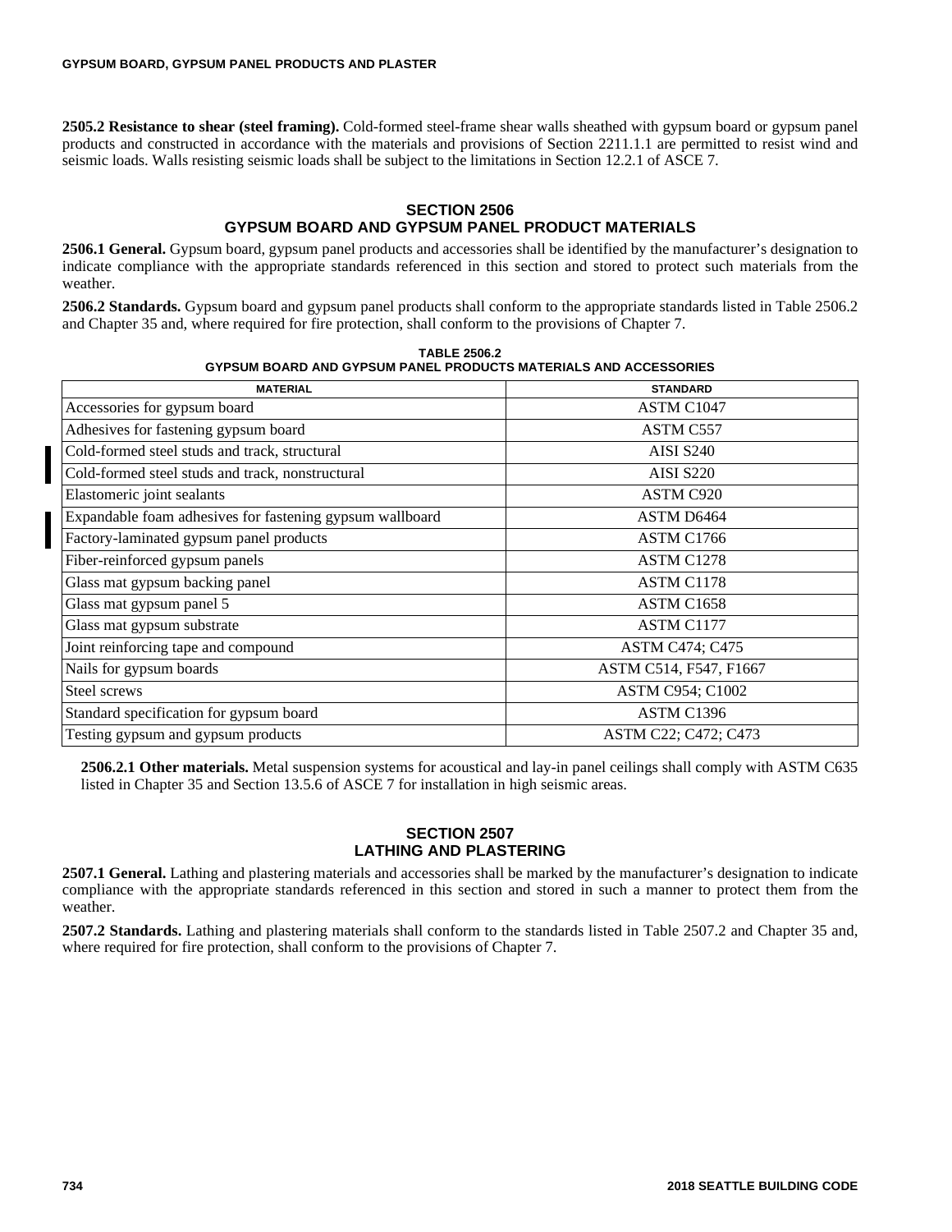**2505.2 Resistance to shear (steel framing).** Cold-formed steel-frame shear walls sheathed with gypsum board or gypsum panel products and constructed in accordance with the materials and provisions of Section 2211.1.1 are permitted to resist wind and seismic loads. Walls resisting seismic loads shall be subject to the limitations in Section 12.2.1 of ASCE 7.

## SECTION 2506
## GYPSUM BOARD AND GYPSUM PANEL PRODUCT MATERIALS

**2506.1 General.** Gypsum board, gypsum panel products and accessories shall be identified by the manufacturer's designation to indicate compliance with the appropriate standards referenced in this section and stored to protect such materials from the weather.

**2506.2 Standards.** Gypsum board and gypsum panel products shall conform to the appropriate standards listed in Table 2506.2 and Chapter 35 and, where required for fire protection, shall conform to the provisions of Chapter 7.

**TABLE 2506.2**
**GYPSUM BOARD AND GYPSUM PANEL PRODUCTS MATERIALS AND ACCESSORIES**

| MATERIAL | STANDARD |
|---|---|
| Accessories for gypsum board | ASTM C1047 |
| Adhesives for fastening gypsum board | ASTM C557 |
| Cold-formed steel studs and track, structural | AISI S240 |
| Cold-formed steel studs and track, nonstructural | AISI S220 |
| Elastomeric joint sealants | ASTM C920 |
| Expandable foam adhesives for fastening gypsum wallboard | ASTM D6464 |
| Factory-laminated gypsum panel products | ASTM C1766 |
| Fiber-reinforced gypsum panels | ASTM C1278 |
| Glass mat gypsum backing panel | ASTM C1178 |
| Glass mat gypsum panel 5 | ASTM C1658 |
| Glass mat gypsum substrate | ASTM C1177 |
| Joint reinforcing tape and compound | ASTM C474; C475 |
| Nails for gypsum boards | ASTM C514, F547, F1667 |
| Steel screws | ASTM C954; C1002 |
| Standard specification for gypsum board | ASTM C1396 |
| Testing gypsum and gypsum products | ASTM C22; C472; C473 |

**2506.2.1 Other materials.** Metal suspension systems for acoustical and lay-in panel ceilings shall comply with ASTM C635 listed in Chapter 35 and Section 13.5.6 of ASCE 7 for installation in high seismic areas.

## SECTION 2507
## LATHING AND PLASTERING

**2507.1 General.** Lathing and plastering materials and accessories shall be marked by the manufacturer's designation to indicate compliance with the appropriate standards referenced in this section and stored in such a manner to protect them from the weather.

**2507.2 Standards.** Lathing and plastering materials shall conform to the standards listed in Table 2507.2 and Chapter 35 and, where required for fire protection, shall conform to the provisions of Chapter 7.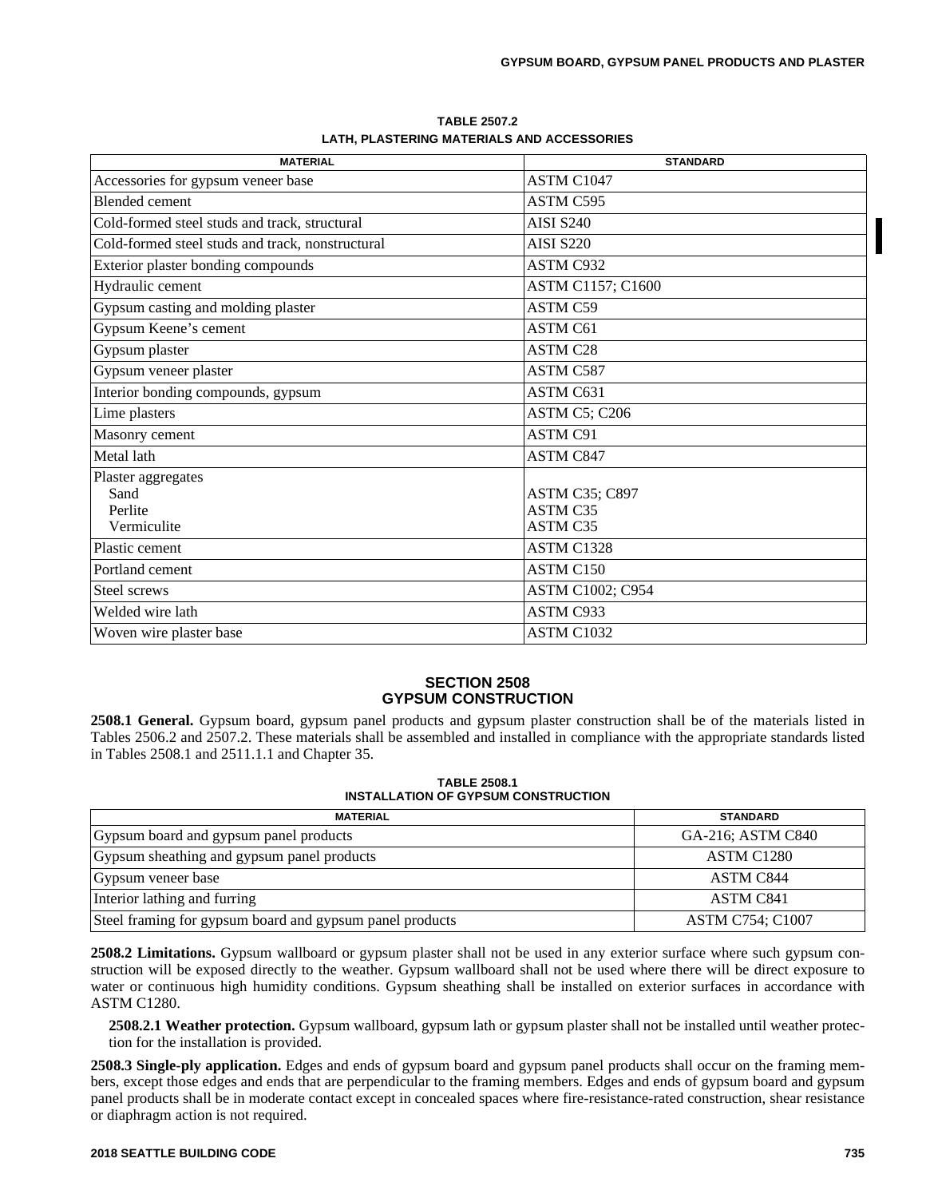**TABLE 2507.2**
**LATH, PLASTERING MATERIALS AND ACCESSORIES**

| MATERIAL | STANDARD |
|---|---|
| Accessories for gypsum veneer base | ASTM C1047 |
| Blended cement | ASTM C595 |
| Cold-formed steel studs and track, structural | AISI S240 |
| Cold-formed steel studs and track, nonstructural | AISI S220 |
| Exterior plaster bonding compounds | ASTM C932 |
| Hydraulic cement | ASTM C1157; C1600 |
| Gypsum casting and molding plaster | ASTM C59 |
| Gypsum Keene's cement | ASTM C61 |
| Gypsum plaster | ASTM C28 |
| Gypsum veneer plaster | ASTM C587 |
| Interior bonding compounds, gypsum | ASTM C631 |
| Lime plasters | ASTM C5; C206 |
| Masonry cement | ASTM C91 |
| Metal lath | ASTM C847 |
| Plaster aggregates<br>Sand<br>Perlite<br>Vermiculite | <br>ASTM C35; C897<br>ASTM C35<br>ASTM C35 |
| Plastic cement | ASTM C1328 |
| Portland cement | ASTM C150 |
| Steel screws | ASTM C1002; C954 |
| Welded wire lath | ASTM C933 |
| Woven wire plaster base | ASTM C1032 |

## SECTION 2508 GYPSUM CONSTRUCTION

**2508.1 General.** Gypsum board, gypsum panel products and gypsum plaster construction shall be of the materials listed in Tables 2506.2 and 2507.2. These materials shall be assembled and installed in compliance with the appropriate standards listed in Tables 2508.1 and 2511.1.1 and Chapter 35.

**TABLE 2508.1**
**INSTALLATION OF GYPSUM CONSTRUCTION**

| MATERIAL | STANDARD |
|---|---|
| Gypsum board and gypsum panel products | GA-216; ASTM C840 |
| Gypsum sheathing and gypsum panel products | ASTM C1280 |
| Gypsum veneer base | ASTM C844 |
| Interior lathing and furring | ASTM C841 |
| Steel framing for gypsum board and gypsum panel products | ASTM C754; C1007 |

**2508.2 Limitations.** Gypsum wallboard or gypsum plaster shall not be used in any exterior surface where such gypsum construction will be exposed directly to the weather. Gypsum wallboard shall not be used where there will be direct exposure to water or continuous high humidity conditions. Gypsum sheathing shall be installed on exterior surfaces in accordance with ASTM C1280.

**2508.2.1 Weather protection.** Gypsum wallboard, gypsum lath or gypsum plaster shall not be installed until weather protection for the installation is provided.

**2508.3 Single-ply application.** Edges and ends of gypsum board and gypsum panel products shall occur on the framing members, except those edges and ends that are perpendicular to the framing members. Edges and ends of gypsum board and gypsum panel products shall be in moderate contact except in concealed spaces where fire-resistance-rated construction, shear resistance or diaphragm action is not required.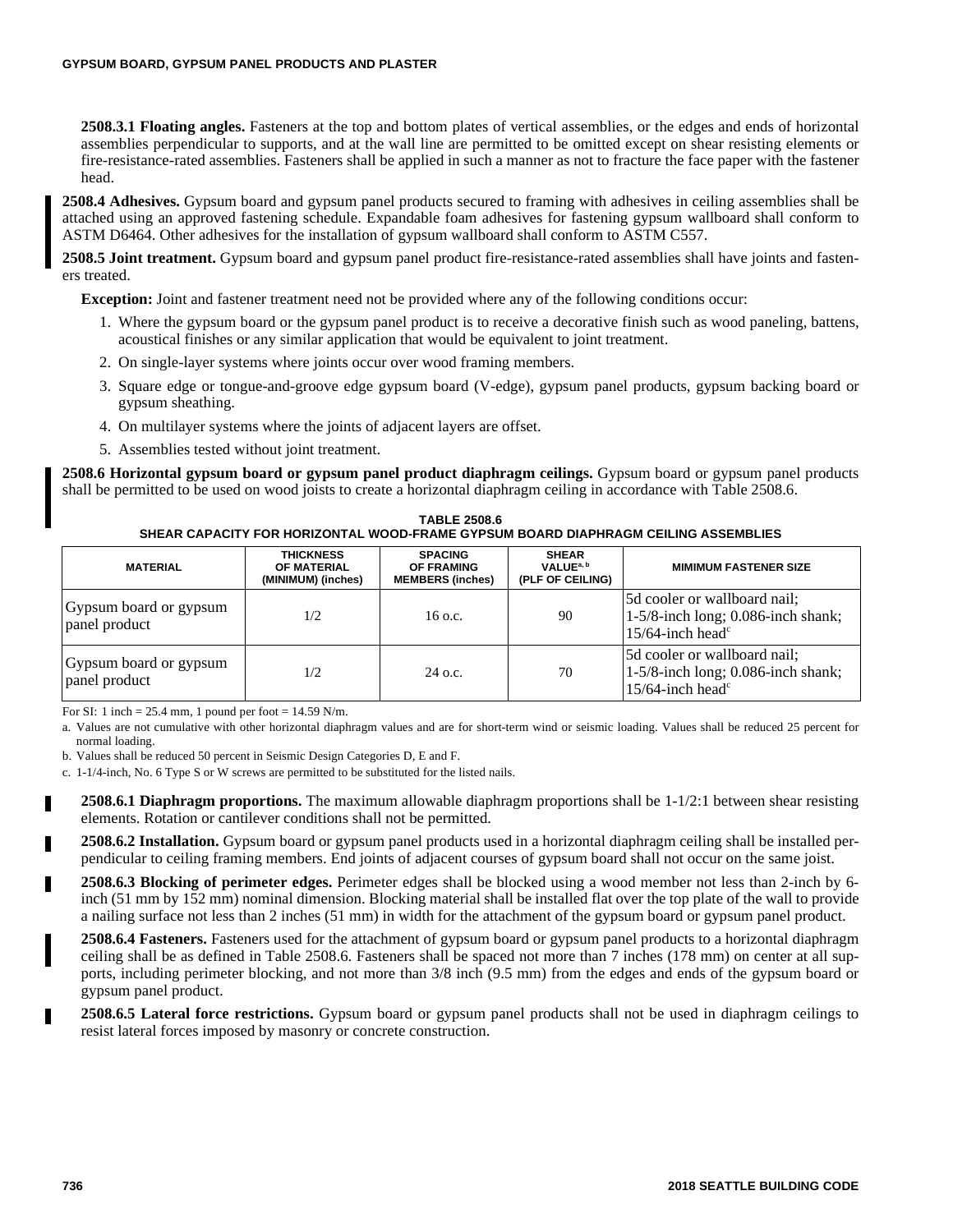**2508.3.1 Floating angles.** Fasteners at the top and bottom plates of vertical assemblies, or the edges and ends of horizontal assemblies perpendicular to supports, and at the wall line are permitted to be omitted except on shear resisting elements or fire-resistance-rated assemblies. Fasteners shall be applied in such a manner as not to fracture the face paper with the fastener head.

**2508.4 Adhesives.** Gypsum board and gypsum panel products secured to framing with adhesives in ceiling assemblies shall be attached using an approved fastening schedule. Expandable foam adhesives for fastening gypsum wallboard shall conform to ASTM D6464. Other adhesives for the installation of gypsum wallboard shall conform to ASTM C557.

**2508.5 Joint treatment.** Gypsum board and gypsum panel product fire-resistance-rated assemblies shall have joints and fasteners treated.

**Exception:** Joint and fastener treatment need not be provided where any of the following conditions occur:

1. Where the gypsum board or the gypsum panel product is to receive a decorative finish such as wood paneling, battens, acoustical finishes or any similar application that would be equivalent to joint treatment.
2. On single-layer systems where joints occur over wood framing members.
3. Square edge or tongue-and-groove edge gypsum board (V-edge), gypsum panel products, gypsum backing board or gypsum sheathing.
4. On multilayer systems where the joints of adjacent layers are offset.
5. Assemblies tested without joint treatment.

**2508.6 Horizontal gypsum board or gypsum panel product diaphragm ceilings.** Gypsum board or gypsum panel products shall be permitted to be used on wood joists to create a horizontal diaphragm ceiling in accordance with Table 2508.6.

**TABLE 2508.6**
**SHEAR CAPACITY FOR HORIZONTAL WOOD-FRAME GYPSUM BOARD DIAPHRAGM CEILING ASSEMBLIES**

| MATERIAL | THICKNESS OF MATERIAL (MINIMUM) (inches) | SPACING OF FRAMING MEMBERS (inches) | SHEAR VALUE[a, b] (PLF OF CEILING) | MIMIMUM FASTENER SIZE |
|---|---|---|---|---|
| Gypsum board or gypsum panel product | 1/2 | 16 o.c. | 90 | 5d cooler or wallboard nail; 1-5/8-inch long; 0.086-inch shank; 15/64-inch head[c] |
| Gypsum board or gypsum panel product | 1/2 | 24 o.c. | 70 | 5d cooler or wallboard nail; 1-5/8-inch long; 0.086-inch shank; 15/64-inch head[c] |

For SI: 1 inch = 25.4 mm, 1 pound per foot = 14.59 N/m.

a. Values are not cumulative with other horizontal diaphragm values and are for short-term wind or seismic loading. Values shall be reduced 25 percent for normal loading.

b. Values shall be reduced 50 percent in Seismic Design Categories D, E and F.

c. 1-1/4-inch, No. 6 Type S or W screws are permitted to be substituted for the listed nails.

**2508.6.1 Diaphragm proportions.** The maximum allowable diaphragm proportions shall be 1-1/2:1 between shear resisting elements. Rotation or cantilever conditions shall not be permitted.

**2508.6.2 Installation.** Gypsum board or gypsum panel products used in a horizontal diaphragm ceiling shall be installed perpendicular to ceiling framing members. End joints of adjacent courses of gypsum board shall not occur on the same joist.

**2508.6.3 Blocking of perimeter edges.** Perimeter edges shall be blocked using a wood member not less than 2-inch by 6-inch (51 mm by 152 mm) nominal dimension. Blocking material shall be installed flat over the top plate of the wall to provide a nailing surface not less than 2 inches (51 mm) in width for the attachment of the gypsum board or gypsum panel product.

**2508.6.4 Fasteners.** Fasteners used for the attachment of gypsum board or gypsum panel products to a horizontal diaphragm ceiling shall be as defined in Table 2508.6. Fasteners shall be spaced not more than 7 inches (178 mm) on center at all supports, including perimeter blocking, and not more than 3/8 inch (9.5 mm) from the edges and ends of the gypsum board or gypsum panel product.

**2508.6.5 Lateral force restrictions.** Gypsum board or gypsum panel products shall not be used in diaphragm ceilings to resist lateral forces imposed by masonry or concrete construction.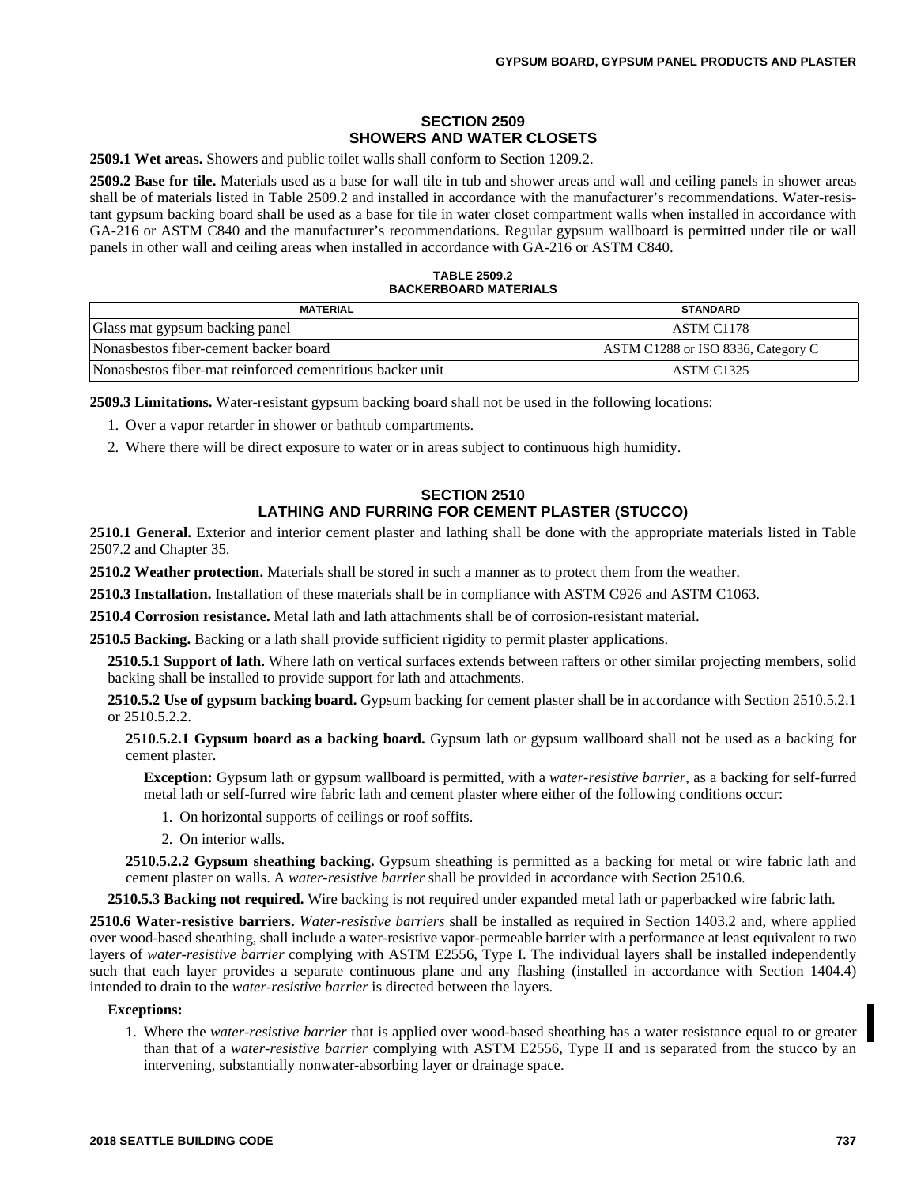## SECTION 2509
## SHOWERS AND WATER CLOSETS

**2509.1 Wet areas.** Showers and public toilet walls shall conform to Section 1209.2.

**2509.2 Base for tile.** Materials used as a base for wall tile in tub and shower areas and wall and ceiling panels in shower areas shall be of materials listed in Table 2509.2 and installed in accordance with the manufacturer's recommendations. Water-resistant gypsum backing board shall be used as a base for tile in water closet compartment walls when installed in accordance with GA-216 or ASTM C840 and the manufacturer's recommendations. Regular gypsum wallboard is permitted under tile or wall panels in other wall and ceiling areas when installed in accordance with GA-216 or ASTM C840.

**TABLE 2509.2**
**BACKERBOARD MATERIALS**

| MATERIAL | STANDARD |
|---|---|
| Glass mat gypsum backing panel | ASTM C1178 |
| Nonasbestos fiber-cement backer board | ASTM C1288 or ISO 8336, Category C |
| Nonasbestos fiber-mat reinforced cementitious backer unit | ASTM C1325 |

**2509.3 Limitations.** Water-resistant gypsum backing board shall not be used in the following locations:

1. Over a vapor retarder in shower or bathtub compartments.
2. Where there will be direct exposure to water or in areas subject to continuous high humidity.

## SECTION 2510
## LATHING AND FURRING FOR CEMENT PLASTER (STUCCO)

**2510.1 General.** Exterior and interior cement plaster and lathing shall be done with the appropriate materials listed in Table 2507.2 and Chapter 35.

**2510.2 Weather protection.** Materials shall be stored in such a manner as to protect them from the weather.

**2510.3 Installation.** Installation of these materials shall be in compliance with ASTM C926 and ASTM C1063.

**2510.4 Corrosion resistance.** Metal lath and lath attachments shall be of corrosion-resistant material.

**2510.5 Backing.** Backing or a lath shall provide sufficient rigidity to permit plaster applications.

**2510.5.1 Support of lath.** Where lath on vertical surfaces extends between rafters or other similar projecting members, solid backing shall be installed to provide support for lath and attachments.

**2510.5.2 Use of gypsum backing board.** Gypsum backing for cement plaster shall be in accordance with Section 2510.5.2.1 or 2510.5.2.2.

**2510.5.2.1 Gypsum board as a backing board.** Gypsum lath or gypsum wallboard shall not be used as a backing for cement plaster.

**Exception:** Gypsum lath or gypsum wallboard is permitted, with a *water-resistive barrier*, as a backing for self-furred metal lath or self-furred wire fabric lath and cement plaster where either of the following conditions occur:

1. On horizontal supports of ceilings or roof soffits.
2. On interior walls.

**2510.5.2.2 Gypsum sheathing backing.** Gypsum sheathing is permitted as a backing for metal or wire fabric lath and cement plaster on walls. A *water-resistive barrier* shall be provided in accordance with Section 2510.6.

**2510.5.3 Backing not required.** Wire backing is not required under expanded metal lath or paperbacked wire fabric lath.

**2510.6 Water-resistive barriers.** *Water-resistive barriers* shall be installed as required in Section 1403.2 and, where applied over wood-based sheathing, shall include a water-resistive vapor-permeable barrier with a performance at least equivalent to two layers of *water-resistive barrier* complying with ASTM E2556, Type I. The individual layers shall be installed independently such that each layer provides a separate continuous plane and any flashing (installed in accordance with Section 1404.4) intended to drain to the *water-resistive barrier* is directed between the layers.

**Exceptions:**

1. Where the *water-resistive barrier* that is applied over wood-based sheathing has a water resistance equal to or greater than that of a *water-resistive barrier* complying with ASTM E2556, Type II and is separated from the stucco by an intervening, substantially nonwater-absorbing layer or drainage space.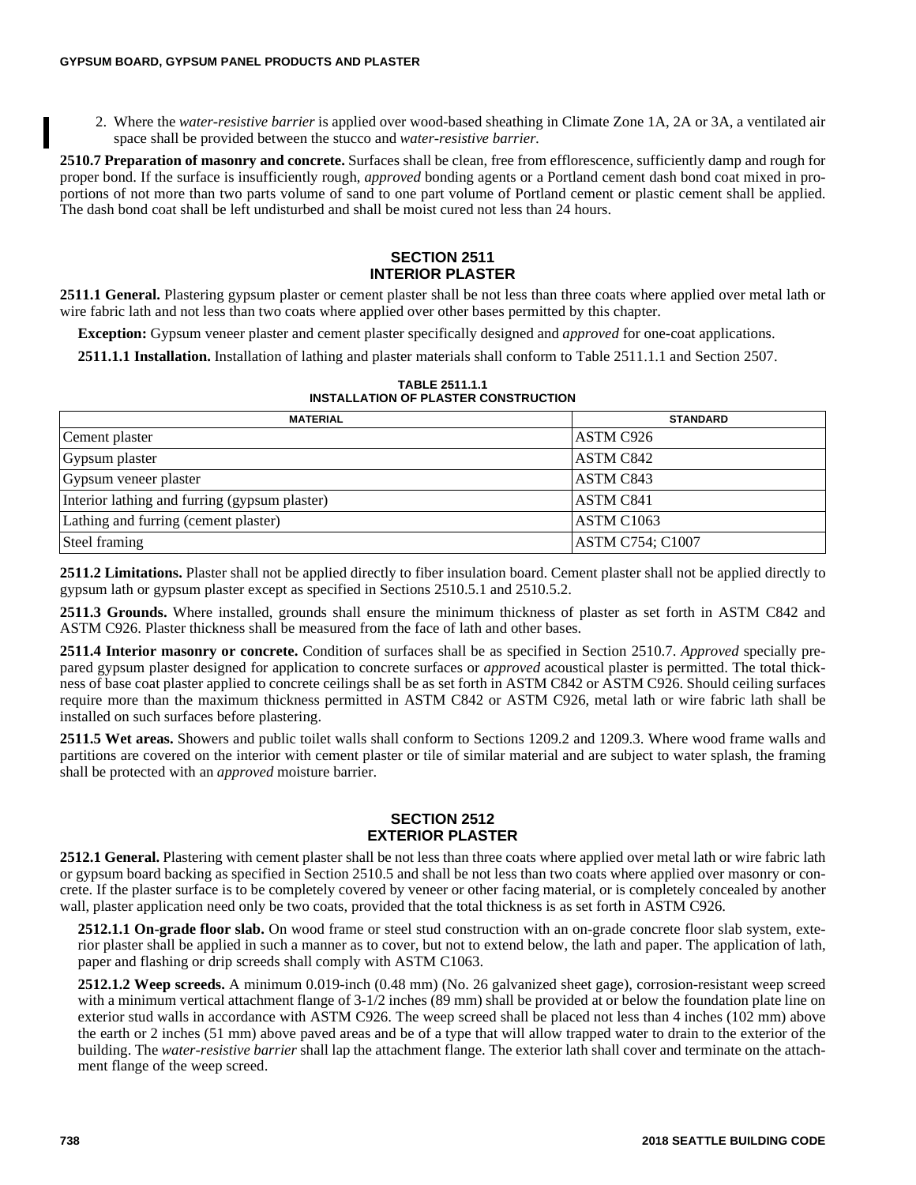2. Where the *water-resistive barrier* is applied over wood-based sheathing in Climate Zone 1A, 2A or 3A, a ventilated air space shall be provided between the stucco and *water-resistive barrier.*

**2510.7 Preparation of masonry and concrete.** Surfaces shall be clean, free from efflorescence, sufficiently damp and rough for proper bond. If the surface is insufficiently rough, *approved* bonding agents or a Portland cement dash bond coat mixed in proportions of not more than two parts volume of sand to one part volume of Portland cement or plastic cement shall be applied. The dash bond coat shall be left undisturbed and shall be moist cured not less than 24 hours.

## SECTION 2511 INTERIOR PLASTER

**2511.1 General.** Plastering gypsum plaster or cement plaster shall be not less than three coats where applied over metal lath or wire fabric lath and not less than two coats where applied over other bases permitted by this chapter.

**Exception:** Gypsum veneer plaster and cement plaster specifically designed and *approved* for one-coat applications.

**2511.1.1 Installation.** Installation of lathing and plaster materials shall conform to Table 2511.1.1 and Section 2507.

**TABLE 2511.1.1 INSTALLATION OF PLASTER CONSTRUCTION**

| MATERIAL | STANDARD |
|---|---|
| Cement plaster | ASTM C926 |
| Gypsum plaster | ASTM C842 |
| Gypsum veneer plaster | ASTM C843 |
| Interior lathing and furring (gypsum plaster) | ASTM C841 |
| Lathing and furring (cement plaster) | ASTM C1063 |
| Steel framing | ASTM C754; C1007 |

**2511.2 Limitations.** Plaster shall not be applied directly to fiber insulation board. Cement plaster shall not be applied directly to gypsum lath or gypsum plaster except as specified in Sections 2510.5.1 and 2510.5.2.

**2511.3 Grounds.** Where installed, grounds shall ensure the minimum thickness of plaster as set forth in ASTM C842 and ASTM C926. Plaster thickness shall be measured from the face of lath and other bases.

**2511.4 Interior masonry or concrete.** Condition of surfaces shall be as specified in Section 2510.7. *Approved* specially prepared gypsum plaster designed for application to concrete surfaces or *approved* acoustical plaster is permitted. The total thickness of base coat plaster applied to concrete ceilings shall be as set forth in ASTM C842 or ASTM C926. Should ceiling surfaces require more than the maximum thickness permitted in ASTM C842 or ASTM C926, metal lath or wire fabric lath shall be installed on such surfaces before plastering.

**2511.5 Wet areas.** Showers and public toilet walls shall conform to Sections 1209.2 and 1209.3. Where wood frame walls and partitions are covered on the interior with cement plaster or tile of similar material and are subject to water splash, the framing shall be protected with an *approved* moisture barrier.

## SECTION 2512 EXTERIOR PLASTER

**2512.1 General.** Plastering with cement plaster shall be not less than three coats where applied over metal lath or wire fabric lath or gypsum board backing as specified in Section 2510.5 and shall be not less than two coats where applied over masonry or concrete. If the plaster surface is to be completely covered by veneer or other facing material, or is completely concealed by another wall, plaster application need only be two coats, provided that the total thickness is as set forth in ASTM C926.

**2512.1.1 On-grade floor slab.** On wood frame or steel stud construction with an on-grade concrete floor slab system, exterior plaster shall be applied in such a manner as to cover, but not to extend below, the lath and paper. The application of lath, paper and flashing or drip screeds shall comply with ASTM C1063.

**2512.1.2 Weep screeds.** A minimum 0.019-inch (0.48 mm) (No. 26 galvanized sheet gage), corrosion-resistant weep screed with a minimum vertical attachment flange of 3-1/2 inches (89 mm) shall be provided at or below the foundation plate line on exterior stud walls in accordance with ASTM C926. The weep screed shall be placed not less than 4 inches (102 mm) above the earth or 2 inches (51 mm) above paved areas and be of a type that will allow trapped water to drain to the exterior of the building. The *water-resistive barrier* shall lap the attachment flange. The exterior lath shall cover and terminate on the attachment flange of the weep screed.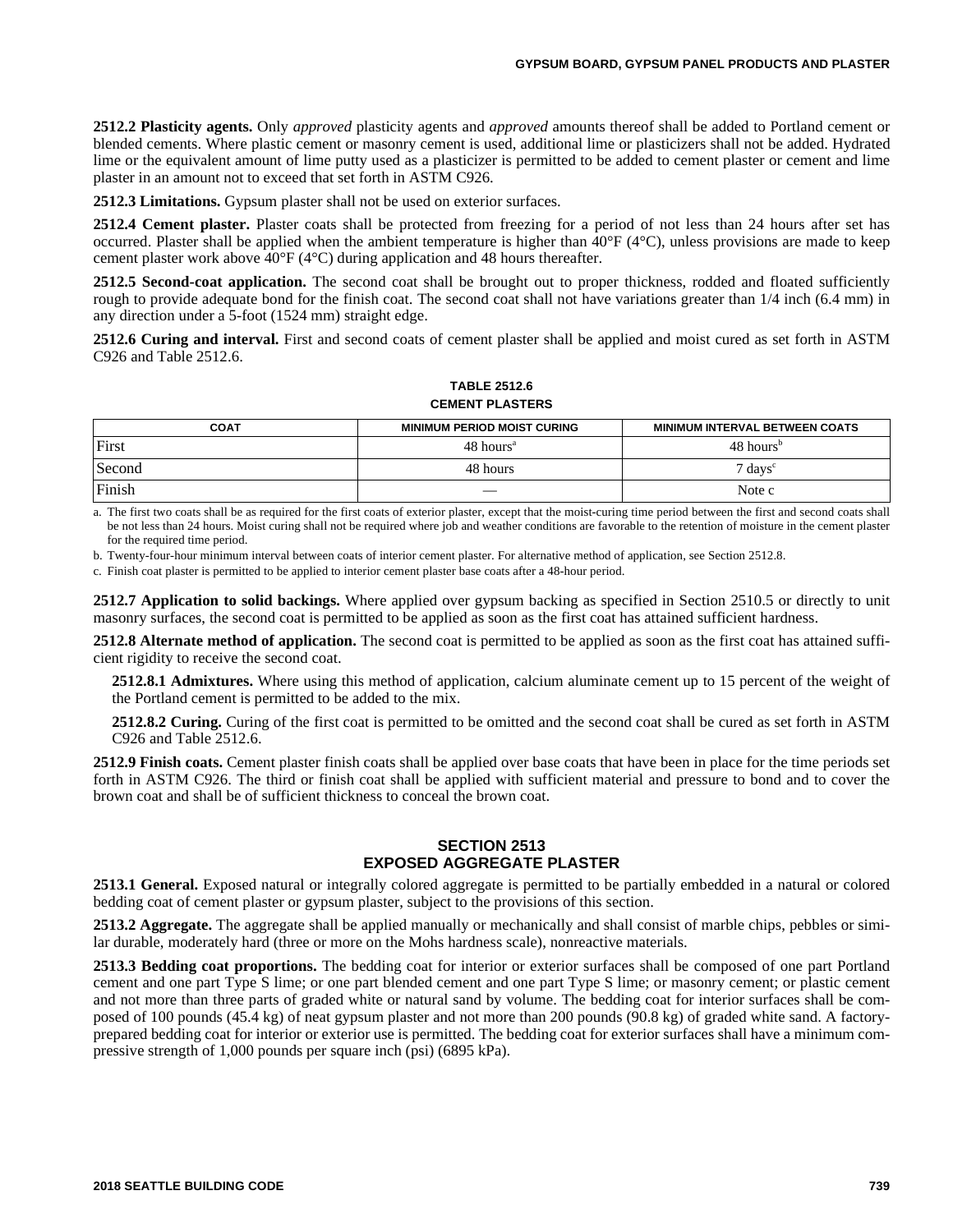**2512.2 Plasticity agents.** Only *approved* plasticity agents and *approved* amounts thereof shall be added to Portland cement or blended cements. Where plastic cement or masonry cement is used, additional lime or plasticizers shall not be added. Hydrated lime or the equivalent amount of lime putty used as a plasticizer is permitted to be added to cement plaster or cement and lime plaster in an amount not to exceed that set forth in ASTM C926.

**2512.3 Limitations.** Gypsum plaster shall not be used on exterior surfaces.

**2512.4 Cement plaster.** Plaster coats shall be protected from freezing for a period of not less than 24 hours after set has occurred. Plaster shall be applied when the ambient temperature is higher than 40°F (4°C), unless provisions are made to keep cement plaster work above 40°F (4°C) during application and 48 hours thereafter.

**2512.5 Second-coat application.** The second coat shall be brought out to proper thickness, rodded and floated sufficiently rough to provide adequate bond for the finish coat. The second coat shall not have variations greater than 1/4 inch (6.4 mm) in any direction under a 5-foot (1524 mm) straight edge.

**2512.6 Curing and interval.** First and second coats of cement plaster shall be applied and moist cured as set forth in ASTM C926 and Table 2512.6.

**TABLE 2512.6**
**CEMENT PLASTERS**

| COAT | MINIMUM PERIOD MOIST CURING | MINIMUM INTERVAL BETWEEN COATS |
| --- | --- | --- |
| First | 48 hours[a] | 48 hours[b] |
| Second | 48 hours | 7 days[c] |
| Finish | — | Note c |

a. The first two coats shall be as required for the first coats of exterior plaster, except that the moist-curing time period between the first and second coats shall be not less than 24 hours. Moist curing shall not be required where job and weather conditions are favorable to the retention of moisture in the cement plaster for the required time period.

b. Twenty-four-hour minimum interval between coats of interior cement plaster. For alternative method of application, see Section 2512.8.

c. Finish coat plaster is permitted to be applied to interior cement plaster base coats after a 48-hour period.

**2512.7 Application to solid backings.** Where applied over gypsum backing as specified in Section 2510.5 or directly to unit masonry surfaces, the second coat is permitted to be applied as soon as the first coat has attained sufficient hardness.

**2512.8 Alternate method of application.** The second coat is permitted to be applied as soon as the first coat has attained sufficient rigidity to receive the second coat.

**2512.8.1 Admixtures.** Where using this method of application, calcium aluminate cement up to 15 percent of the weight of the Portland cement is permitted to be added to the mix.

**2512.8.2 Curing.** Curing of the first coat is permitted to be omitted and the second coat shall be cured as set forth in ASTM C926 and Table 2512.6.

**2512.9 Finish coats.** Cement plaster finish coats shall be applied over base coats that have been in place for the time periods set forth in ASTM C926. The third or finish coat shall be applied with sufficient material and pressure to bond and to cover the brown coat and shall be of sufficient thickness to conceal the brown coat.

## SECTION 2513
## EXPOSED AGGREGATE PLASTER

**2513.1 General.** Exposed natural or integrally colored aggregate is permitted to be partially embedded in a natural or colored bedding coat of cement plaster or gypsum plaster, subject to the provisions of this section.

**2513.2 Aggregate.** The aggregate shall be applied manually or mechanically and shall consist of marble chips, pebbles or similar durable, moderately hard (three or more on the Mohs hardness scale), nonreactive materials.

**2513.3 Bedding coat proportions.** The bedding coat for interior or exterior surfaces shall be composed of one part Portland cement and one part Type S lime; or one part blended cement and one part Type S lime; or masonry cement; or plastic cement and not more than three parts of graded white or natural sand by volume. The bedding coat for interior surfaces shall be composed of 100 pounds (45.4 kg) of neat gypsum plaster and not more than 200 pounds (90.8 kg) of graded white sand. A factory-prepared bedding coat for interior or exterior use is permitted. The bedding coat for exterior surfaces shall have a minimum compressive strength of 1,000 pounds per square inch (psi) (6895 kPa).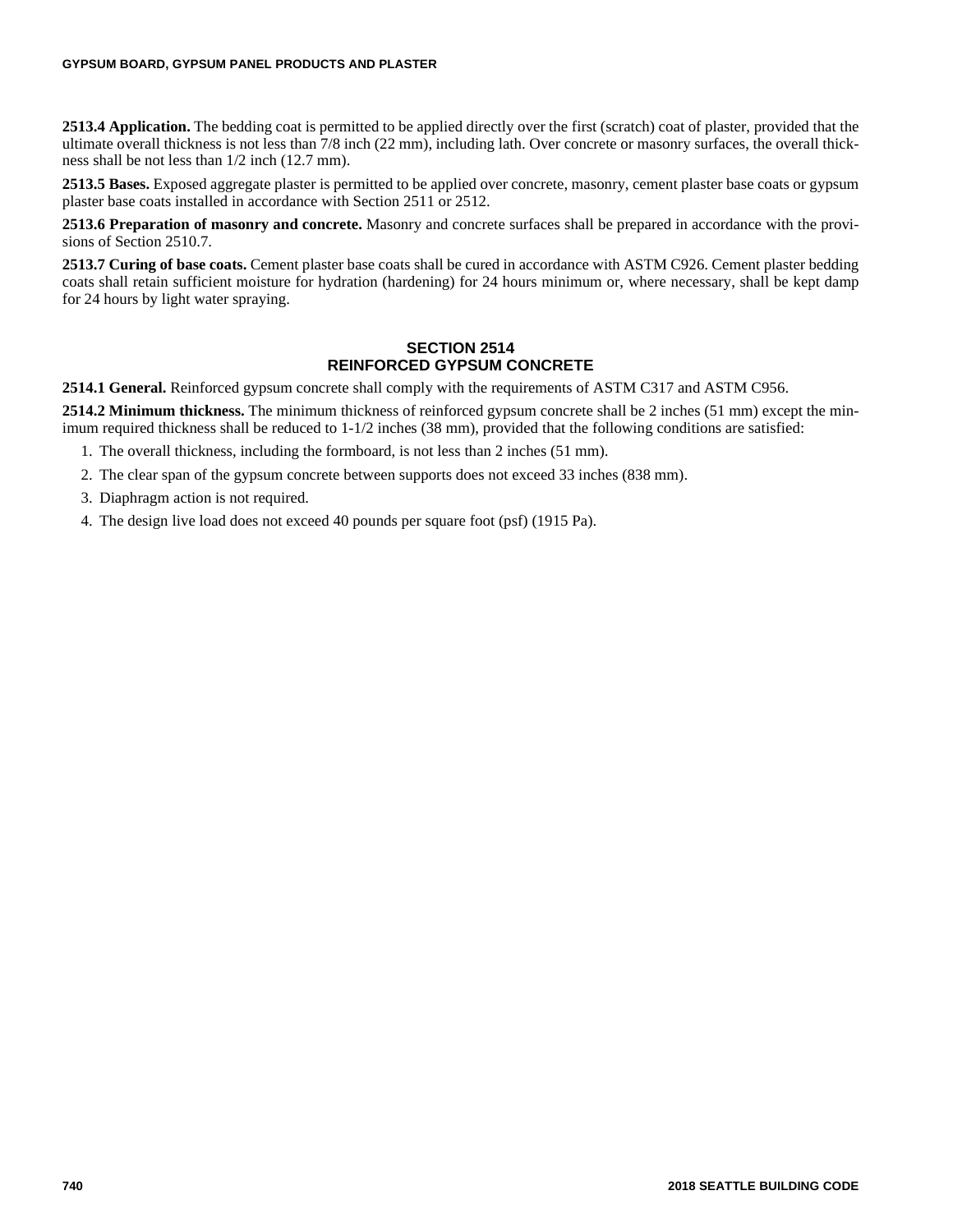**2513.4 Application.** The bedding coat is permitted to be applied directly over the first (scratch) coat of plaster, provided that the ultimate overall thickness is not less than 7/8 inch (22 mm), including lath. Over concrete or masonry surfaces, the overall thickness shall be not less than 1/2 inch (12.7 mm).

**2513.5 Bases.** Exposed aggregate plaster is permitted to be applied over concrete, masonry, cement plaster base coats or gypsum plaster base coats installed in accordance with Section 2511 or 2512.

**2513.6 Preparation of masonry and concrete.** Masonry and concrete surfaces shall be prepared in accordance with the provisions of Section 2510.7.

**2513.7 Curing of base coats.** Cement plaster base coats shall be cured in accordance with ASTM C926. Cement plaster bedding coats shall retain sufficient moisture for hydration (hardening) for 24 hours minimum or, where necessary, shall be kept damp for 24 hours by light water spraying.

## SECTION 2514
## REINFORCED GYPSUM CONCRETE

**2514.1 General.** Reinforced gypsum concrete shall comply with the requirements of ASTM C317 and ASTM C956.

**2514.2 Minimum thickness.** The minimum thickness of reinforced gypsum concrete shall be 2 inches (51 mm) except the minimum required thickness shall be reduced to 1-1/2 inches (38 mm), provided that the following conditions are satisfied:

1. The overall thickness, including the formboard, is not less than 2 inches (51 mm).
2. The clear span of the gypsum concrete between supports does not exceed 33 inches (838 mm).
3. Diaphragm action is not required.
4. The design live load does not exceed 40 pounds per square foot (psf) (1915 Pa).